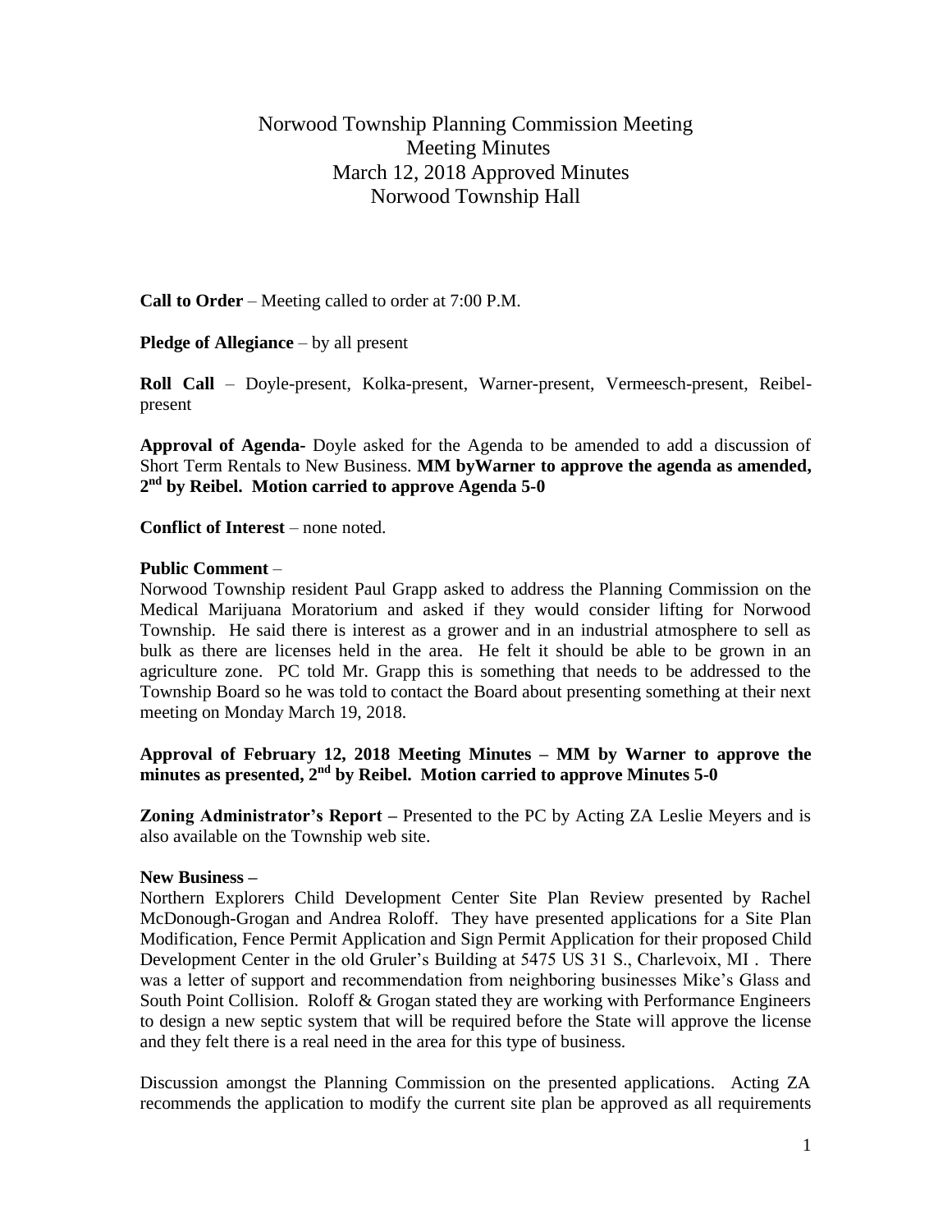# Norwood Township Planning Commission Meeting
## Meeting Minutes
## March 12, 2018 Approved Minutes
## Norwood Township Hall

**Call to Order** – Meeting called to order at 7:00 P.M.

**Pledge of Allegiance** – by all present

**Roll Call** – Doyle-present, Kolka-present, Warner-present, Vermeesch-present, Reibel-present

**Approval of Agenda**- Doyle asked for the Agenda to be amended to add a discussion of Short Term Rentals to New Business. **MM byWarner to approve the agenda as amended, 2nd by Reibel. Motion carried to approve Agenda 5-0**

**Conflict of Interest** – none noted.

**Public Comment** –

Norwood Township resident Paul Grapp asked to address the Planning Commission on the Medical Marijuana Moratorium and asked if they would consider lifting for Norwood Township. He said there is interest as a grower and in an industrial atmosphere to sell as bulk as there are licenses held in the area. He felt it should be able to be grown in an agriculture zone. PC told Mr. Grapp this is something that needs to be addressed to the Township Board so he was told to contact the Board about presenting something at their next meeting on Monday March 19, 2018.

**Approval of February 12, 2018 Meeting Minutes – MM by Warner to approve the minutes as presented, 2nd by Reibel. Motion carried to approve Minutes 5-0**

**Zoning Administrator's Report –** Presented to the PC by Acting ZA Leslie Meyers and is also available on the Township web site.

**New Business –**

Northern Explorers Child Development Center Site Plan Review presented by Rachel McDonough-Grogan and Andrea Roloff. They have presented applications for a Site Plan Modification, Fence Permit Application and Sign Permit Application for their proposed Child Development Center in the old Gruler's Building at 5475 US 31 S., Charlevoix, MI . There was a letter of support and recommendation from neighboring businesses Mike's Glass and South Point Collision. Roloff & Grogan stated they are working with Performance Engineers to design a new septic system that will be required before the State will approve the license and they felt there is a real need in the area for this type of business.

Discussion amongst the Planning Commission on the presented applications. Acting ZA recommends the application to modify the current site plan be approved as all requirements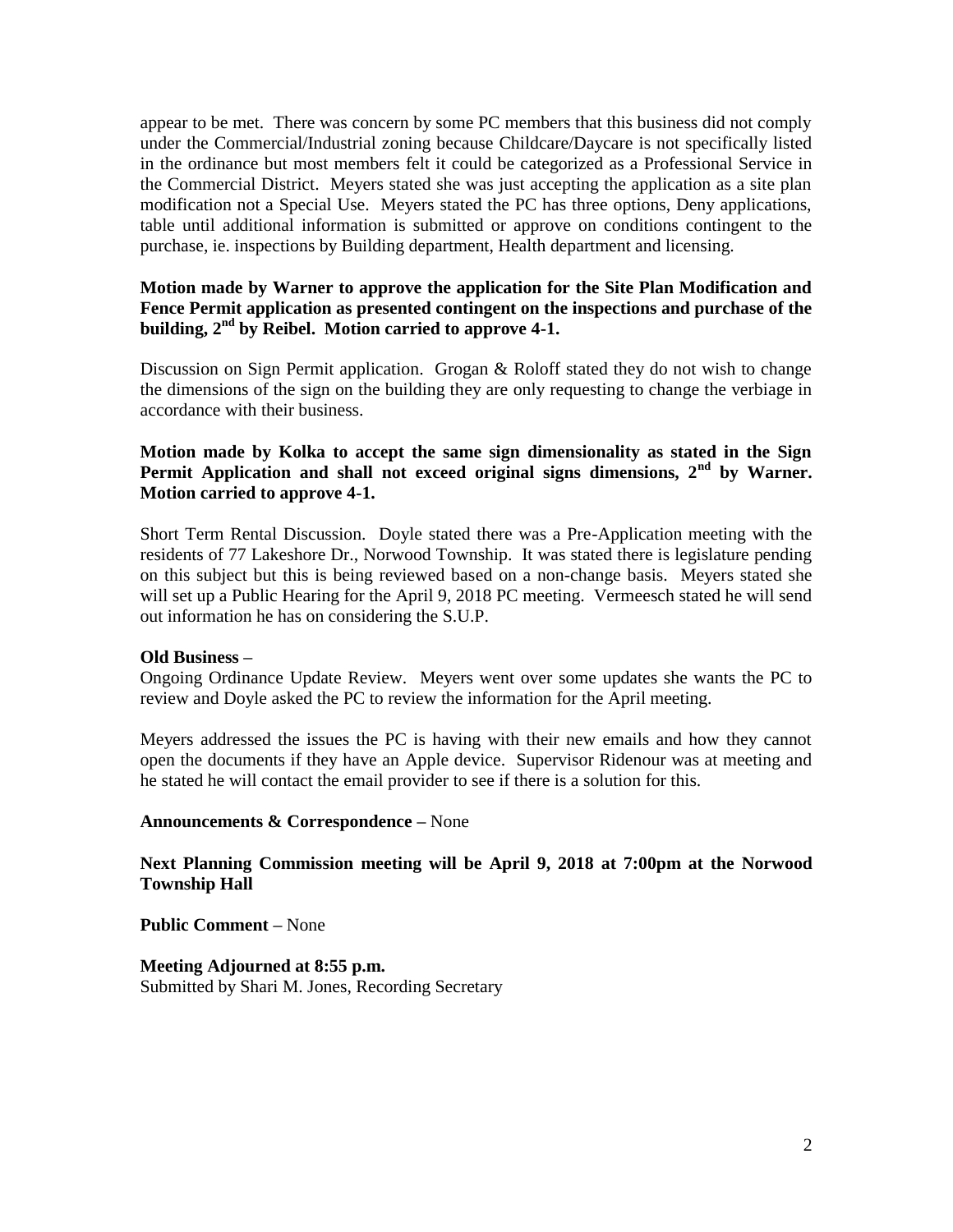appear to be met. There was concern by some PC members that this business did not comply under the Commercial/Industrial zoning because Childcare/Daycare is not specifically listed in the ordinance but most members felt it could be categorized as a Professional Service in the Commercial District. Meyers stated she was just accepting the application as a site plan modification not a Special Use. Meyers stated the PC has three options, Deny applications, table until additional information is submitted or approve on conditions contingent to the purchase, ie. inspections by Building department, Health department and licensing.

**Motion made by Warner to approve the application for the Site Plan Modification and Fence Permit application as presented contingent on the inspections and purchase of the building, 2nd by Reibel. Motion carried to approve 4-1.**

Discussion on Sign Permit application. Grogan & Roloff stated they do not wish to change the dimensions of the sign on the building they are only requesting to change the verbiage in accordance with their business.

**Motion made by Kolka to accept the same sign dimensionality as stated in the Sign Permit Application and shall not exceed original signs dimensions, 2nd by Warner. Motion carried to approve 4-1.**

Short Term Rental Discussion. Doyle stated there was a Pre-Application meeting with the residents of 77 Lakeshore Dr., Norwood Township. It was stated there is legislature pending on this subject but this is being reviewed based on a non-change basis. Meyers stated she will set up a Public Hearing for the April 9, 2018 PC meeting. Vermeesch stated he will send out information he has on considering the S.U.P.

**Old Business –**

Ongoing Ordinance Update Review. Meyers went over some updates she wants the PC to review and Doyle asked the PC to review the information for the April meeting.

Meyers addressed the issues the PC is having with their new emails and how they cannot open the documents if they have an Apple device. Supervisor Ridenour was at meeting and he stated he will contact the email provider to see if there is a solution for this.

**Announcements & Correspondence –** None

**Next Planning Commission meeting will be April 9, 2018 at 7:00pm at the Norwood Township Hall**

**Public Comment –** None

**Meeting Adjourned at 8:55 p.m.**
Submitted by Shari M. Jones, Recording Secretary